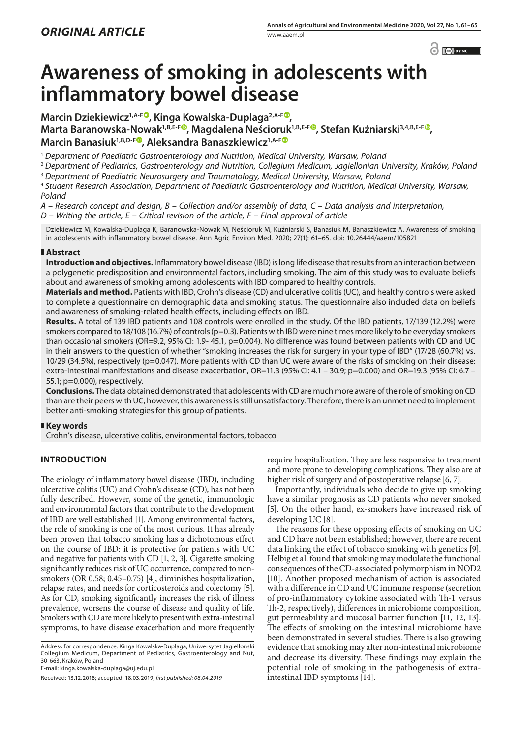*ORIGINAL ARTICLE*

# Awareness of smoking in adolescents with inflammatory bowel disease

**Marcin Dziekiewicz[1,A-F], Kinga Kowalska-Duplaga[2,A-F], Marta Baranowska-Nowak[1,B,E-F], Magdalena Neścioruk[1,B,E-F], Stefan Kuźniarski[3,4,B,E-F], Marcin Banasiuk[1,B,D-F], Aleksandra Banaszkiewicz[1,A-F]**

[1] *Department of Paediatric Gastroenterology and Nutrition, Medical University, Warsaw, Poland*
[2] *Department of Pediatrics, Gastroenterology and Nutrition, Collegium Medicum, Jagiellonian University, Kraków, Poland*
[3] *Department of Paediatric Neurosurgery and Traumatology, Medical University, Warsaw, Poland*
[4] *Student Research Association, Department of Paediatric Gastroenterology and Nutrition, Medical University, Warsaw, Poland*

*A – Research concept and design, B – Collection and/or assembly of data, C – Data analysis and interpretation, D – Writing the article, E – Critical revision of the article, F – Final approval of article*

Dziekiewicz M, Kowalska-Duplaga K, Baranowska-Nowak M, Neścioruk M, Kuźniarski S, Banasiuk M, Banaszkiewicz A. Awareness of smoking in adolescents with inflammatory bowel disease. Ann Agric Environ Med. 2020; 27(1): 61–65. doi: 10.26444/aaem/105821

## Abstract

**Introduction and objectives.** Inflammatory bowel disease (IBD) is long life disease that results from an interaction between a polygenetic predisposition and environmental factors, including smoking. The aim of this study was to evaluate beliefs about and awareness of smoking among adolescents with IBD compared to healthy controls.

**Materials and method.** Patients with IBD, Crohn's disease (CD) and ulcerative colitis (UC), and healthy controls were asked to complete a questionnaire on demographic data and smoking status. The questionnaire also included data on beliefs and awareness of smoking-related health effects, including effects on IBD.

**Results.** A total of 139 IBD patients and 108 controls were enrolled in the study. Of the IBD patients, 17/139 (12.2%) were smokers compared to 18/108 (16.7%) of controls (p=0.3). Patients with IBD were nine times more likely to be everyday smokers than occasional smokers (OR=9.2, 95% CI: 1.9- 45.1, p=0.004). No difference was found between patients with CD and UC in their answers to the question of whether "smoking increases the risk for surgery in your type of IBD" (17/28 (60.7%) vs. 10/29 (34.5%), respectively (p=0.047). More patients with CD than UC were aware of the risks of smoking on their disease: extra-intestinal manifestations and disease exacerbation, OR=11.3 (95% CI: 4.1 – 30.9; p=0.000) and OR=19.3 (95% CI: 6.7 – 55.1; p=0.000), respectively.

**Conclusions.** The data obtained demonstrated that adolescents with CD are much more aware of the role of smoking on CD than are their peers with UC; however, this awareness is still unsatisfactory. Therefore, there is an unmet need to implement better anti-smoking strategies for this group of patients.

## Key words

Crohn's disease, ulcerative colitis, environmental factors, tobacco

## INTRODUCTION

The etiology of inflammatory bowel disease (IBD), including ulcerative colitis (UC) and Crohn's disease (CD), has not been fully described. However, some of the genetic, immunologic and environmental factors that contribute to the development of IBD are well established [1]. Among environmental factors, the role of smoking is one of the most curious. It has already been proven that tobacco smoking has a dichotomous effect on the course of IBD: it is protective for patients with UC and negative for patients with CD [1, 2, 3]. Cigarette smoking significantly reduces risk of UC occurrence, compared to non-smokers (OR 0.58; 0.45–0.75) [4], diminishes hospitalization, relapse rates, and needs for corticosteroids and colectomy [5]. As for CD, smoking significantly increases the risk of illness prevalence, worsens the course of disease and quality of life. Smokers with CD are more likely to present with extra-intestinal symptoms, to have disease exacerbation and more frequently require hospitalization. They are less responsive to treatment and more prone to developing complications. They also are at higher risk of surgery and of postoperative relapse [6, 7].

Importantly, individuals who decide to give up smoking have a similar prognosis as CD patients who never smoked [5]. On the other hand, ex-smokers have increased risk of developing UC [8].

The reasons for these opposing effects of smoking on UC and CD have not been established; however, there are recent data linking the effect of tobacco smoking with genetics [9]. Helbig et al. found that smoking may modulate the functional consequences of the CD-associated polymorphism in NOD2 [10]. Another proposed mechanism of action is associated with a difference in CD and UC immune response (secretion of pro-inflammatory cytokine associated with Th-1 versus Th-2, respectively), differences in microbiome composition, gut permeability and mucosal barrier function [11, 12, 13]. The effects of smoking on the intestinal microbiome have been demonstrated in several studies. There is also growing evidence that smoking may alter non-intestinal microbiome and decrease its diversity. These findings may explain the potential role of smoking in the pathogenesis of extra-intestinal IBD symptoms [14].

Address for correspondence: Kinga Kowalska-Duplaga, Uniwersytet Jagielloński Collegium Medicum, Department of Pediatrics, Gastroenterology and Nut, 30-663, Kraków, Poland
E-mail: kinga.kowalska-duplaga@uj.edu.pl

Received: 13.12.2018; accepted: 18.03.2019; *first published: 08.04.2019*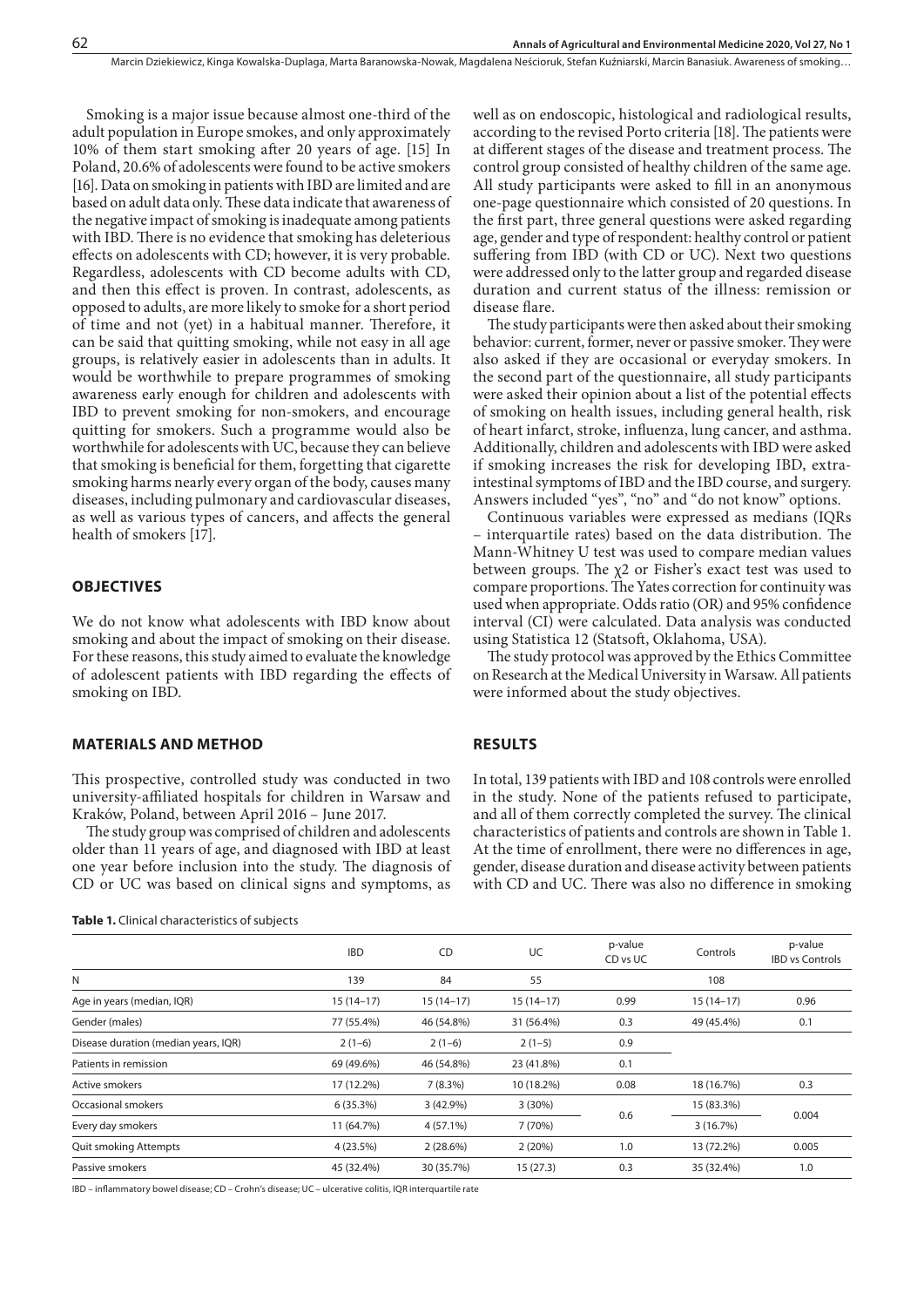Smoking is a major issue because almost one-third of the adult population in Europe smokes, and only approximately 10% of them start smoking after 20 years of age. [15] In Poland, 20.6% of adolescents were found to be active smokers [16]. Data on smoking in patients with IBD are limited and are based on adult data only. These data indicate that awareness of the negative impact of smoking is inadequate among patients with IBD. There is no evidence that smoking has deleterious effects on adolescents with CD; however, it is very probable. Regardless, adolescents with CD become adults with CD, and then this effect is proven. In contrast, adolescents, as opposed to adults, are more likely to smoke for a short period of time and not (yet) in a habitual manner. Therefore, it can be said that quitting smoking, while not easy in all age groups, is relatively easier in adolescents than in adults. It would be worthwhile to prepare programmes of smoking awareness early enough for children and adolescents with IBD to prevent smoking for non-smokers, and encourage quitting for smokers. Such a programme would also be worthwhile for adolescents with UC, because they can believe that smoking is beneficial for them, forgetting that cigarette smoking harms nearly every organ of the body, causes many diseases, including pulmonary and cardiovascular diseases, as well as various types of cancers, and affects the general health of smokers [17].

## OBJECTIVES

We do not know what adolescents with IBD know about smoking and about the impact of smoking on their disease. For these reasons, this study aimed to evaluate the knowledge of adolescent patients with IBD regarding the effects of smoking on IBD.

## MATERIALS AND METHOD

This prospective, controlled study was conducted in two university-affiliated hospitals for children in Warsaw and Kraków, Poland, between April 2016 – June 2017.

The study group was comprised of children and adolescents older than 11 years of age, and diagnosed with IBD at least one year before inclusion into the study. The diagnosis of CD or UC was based on clinical signs and symptoms, as well as on endoscopic, histological and radiological results, according to the revised Porto criteria [18]. The patients were at different stages of the disease and treatment process. The control group consisted of healthy children of the same age. All study participants were asked to fill in an anonymous one-page questionnaire which consisted of 20 questions. In the first part, three general questions were asked regarding age, gender and type of respondent: healthy control or patient suffering from IBD (with CD or UC). Next two questions were addressed only to the latter group and regarded disease duration and current status of the illness: remission or disease flare.

The study participants were then asked about their smoking behavior: current, former, never or passive smoker. They were also asked if they are occasional or everyday smokers. In the second part of the questionnaire, all study participants were asked their opinion about a list of the potential effects of smoking on health issues, including general health, risk of heart infarct, stroke, influenza, lung cancer, and asthma. Additionally, children and adolescents with IBD were asked if smoking increases the risk for developing IBD, extra-intestinal symptoms of IBD and the IBD course, and surgery. Answers included "yes", "no" and "do not know" options.

Continuous variables were expressed as medians (IQRs – interquartile rates) based on the data distribution. The Mann-Whitney U test was used to compare median values between groups. The $\chi 2$ or Fisher's exact test was used to compare proportions. The Yates correction for continuity was used when appropriate. Odds ratio (OR) and 95% confidence interval (CI) were calculated. Data analysis was conducted using Statistica 12 (Statsoft, Oklahoma, USA).

The study protocol was approved by the Ethics Committee on Research at the Medical University in Warsaw. All patients were informed about the study objectives.

## RESULTS

In total, 139 patients with IBD and 108 controls were enrolled in the study. None of the patients refused to participate, and all of them correctly completed the survey. The clinical characteristics of patients and controls are shown in Table 1. At the time of enrollment, there were no differences in age, gender, disease duration and disease activity between patients with CD and UC. There was also no difference in smoking

**Table 1.** Clinical characteristics of subjects

| | IBD | CD | UC | p-value CD vs UC | Controls | p-value IBD vs Controls |
|---|---|---|---|---|---|---|
| N | 139 | 84 | 55 | | 108 | |
| Age in years (median, IQR) | 15 (14–17) | 15 (14–17) | 15 (14–17) | 0.99 | 15 (14–17) | 0.96 |
| Gender (males) | 77 (55.4%) | 46 (54.8%) | 31 (56.4%) | 0.3 | 49 (45.4%) | 0.1 |
| Disease duration (median years, IQR) | 2 (1–6) | 2 (1–6) | 2 (1–5) | 0.9 | | |
| Patients in remission | 69 (49.6%) | 46 (54.8%) | 23 (41.8%) | 0.1 | | |
| Active smokers | 17 (12.2%) | 7 (8.3%) | 10 (18.2%) | 0.08 | 18 (16.7%) | 0.3 |
| Occasional smokers | 6 (35.3%) | 3 (42.9%) | 3 (30%) | 0.6 | 15 (83.3%) | 0.004 |
| Every day smokers | 11 (64.7%) | 4 (57.1%) | 7 (70%) | | 3 (16.7%) | |
| Quit smoking Attempts | 4 (23.5%) | 2 (28.6%) | 2 (20%) | 1.0 | 13 (72.2%) | 0.005 |
| Passive smokers | 45 (32.4%) | 30 (35.7%) | 15 (27.3) | 0.3 | 35 (32.4%) | 1.0 |

IBD – inflammatory bowel disease; CD – Crohn's disease; UC – ulcerative colitis, IQR interquartile rate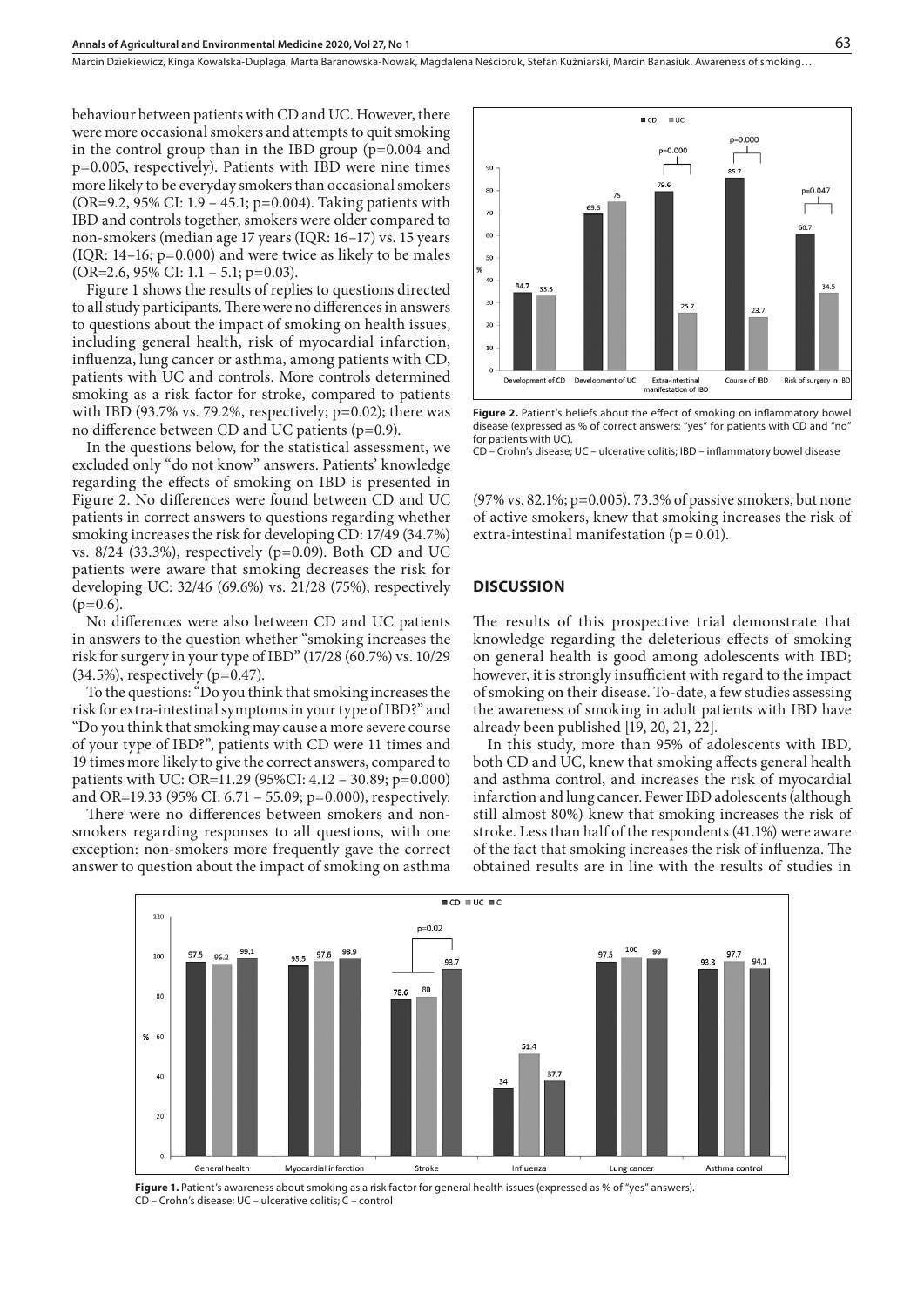behaviour between patients with CD and UC. However, there were more occasional smokers and attempts to quit smoking in the control group than in the IBD group ($p=0.004$ and $p=0.005$, respectively). Patients with IBD were nine times more likely to be everyday smokers than occasional smokers (OR=9.2, 95% CI: 1.9 – 45.1; $p=0.004$). Taking patients with IBD and controls together, smokers were older compared to non-smokers (median age 17 years (IQR: 16–17) vs. 15 years (IQR: 14–16; $p=0.000$) and were twice as likely to be males (OR=2.6, 95% CI: 1.1 – 5.1; $p=0.03$).

Figure 1 shows the results of replies to questions directed to all study participants. There were no differences in answers to questions about the impact of smoking on health issues, including general health, risk of myocardial infarction, influenza, lung cancer or asthma, among patients with CD, patients with UC and controls. More controls determined smoking as a risk factor for stroke, compared to patients with IBD (93.7% vs. 79.2%, respectively; $p=0.02$); there was no difference between CD and UC patients ($p=0.9$).

In the questions below, for the statistical assessment, we excluded only "do not know" answers. Patients' knowledge regarding the effects of smoking on IBD is presented in Figure 2. No differences were found between CD and UC patients in correct answers to questions regarding whether smoking increases the risk for developing CD: 17/49 (34.7%) vs. 8/24 (33.3%), respectively ($p=0.09$). Both CD and UC patients were aware that smoking decreases the risk for developing UC: 32/46 (69.6%) vs. 21/28 (75%), respectively ($p=0.6$).

No differences were also between CD and UC patients in answers to the question whether "smoking increases the risk for surgery in your type of IBD" (17/28 (60.7%) vs. 10/29 (34.5%), respectively ($p=0.47$).

To the questions: "Do you think that smoking increases the risk for extra-intestinal symptoms in your type of IBD?" and "Do you think that smoking may cause a more severe course of your type of IBD?", patients with CD were 11 times and 19 times more likely to give the correct answers, compared to patients with UC: OR=11.29 (95%CI: 4.12 – 30.89; $p=0.000$) and OR=19.33 (95% CI: 6.71 – 55.09; $p=0.000$), respectively.

There were no differences between smokers and non-smokers regarding responses to all questions, with one exception: non-smokers more frequently gave the correct answer to question about the impact of smoking on asthma (97% vs. 82.1%; $p=0.005$). 73.3% of passive smokers, but none of active smokers, knew that smoking increases the risk of extra-intestinal manifestation ($p = 0.01$).

**Figure 2.** Patient's beliefs about the effect of smoking on inflammatory bowel disease (expressed as % of correct answers: "yes" for patients with CD and "no" for patients with UC).
CD – Crohn's disease; UC – ulcerative colitis; IBD – inflammatory bowel disease

## DISCUSSION

The results of this prospective trial demonstrate that knowledge regarding the deleterious effects of smoking on general health is good among adolescents with IBD; however, it is strongly insufficient with regard to the impact of smoking on their disease. To-date, a few studies assessing the awareness of smoking in adult patients with IBD have already been published [19, 20, 21, 22].

In this study, more than 95% of adolescents with IBD, both CD and UC, knew that smoking affects general health and asthma control, and increases the risk of myocardial infarction and lung cancer. Fewer IBD adolescents (although still almost 80%) knew that smoking increases the risk of stroke. Less than half of the respondents (41.1%) were aware of the fact that smoking increases the risk of influenza. The obtained results are in line with the results of studies in

**Figure 1.** Patient's awareness about smoking as a risk factor for general health issues (expressed as % of "yes" answers).
CD – Crohn's disease; UC – ulcerative colitis; C – control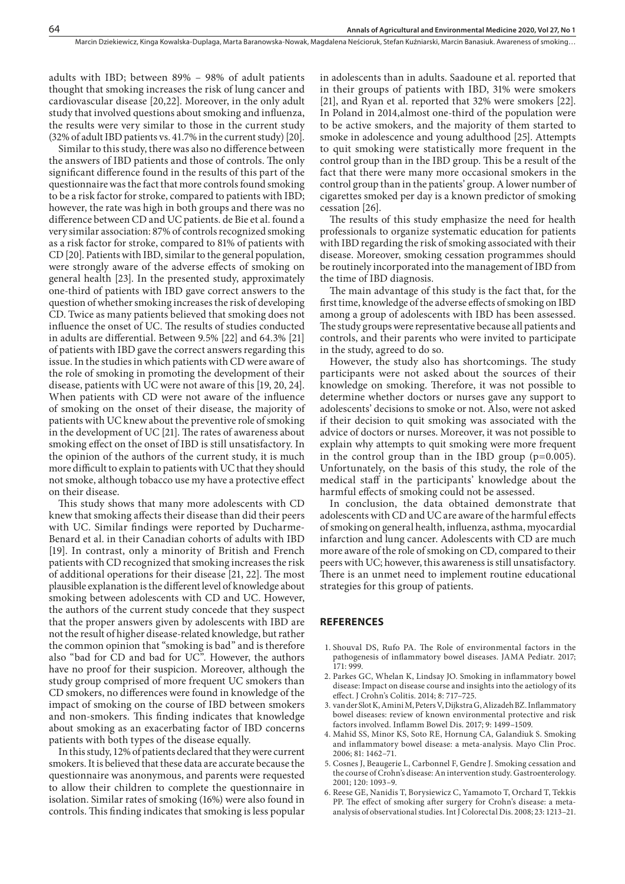adults with IBD; between 89% – 98% of adult patients thought that smoking increases the risk of lung cancer and cardiovascular disease [20,22]. Moreover, in the only adult study that involved questions about smoking and influenza, the results were very similar to those in the current study (32% of adult IBD patients vs. 41.7% in the current study) [20].

Similar to this study, there was also no difference between the answers of IBD patients and those of controls. The only significant difference found in the results of this part of the questionnaire was the fact that more controls found smoking to be a risk factor for stroke, compared to patients with IBD; however, the rate was high in both groups and there was no difference between CD and UC patients. de Bie et al. found a very similar association: 87% of controls recognized smoking as a risk factor for stroke, compared to 81% of patients with CD [20]. Patients with IBD, similar to the general population, were strongly aware of the adverse effects of smoking on general health [23]. In the presented study, approximately one-third of patients with IBD gave correct answers to the question of whether smoking increases the risk of developing CD. Twice as many patients believed that smoking does not influence the onset of UC. The results of studies conducted in adults are differential. Between 9.5% [22] and 64.3% [21] of patients with IBD gave the correct answers regarding this issue. In the studies in which patients with CD were aware of the role of smoking in promoting the development of their disease, patients with UC were not aware of this [19, 20, 24]. When patients with CD were not aware of the influence of smoking on the onset of their disease, the majority of patients with UC knew about the preventive role of smoking in the development of UC [21]. The rates of awareness about smoking effect on the onset of IBD is still unsatisfactory. In the opinion of the authors of the current study, it is much more difficult to explain to patients with UC that they should not smoke, although tobacco use my have a protective effect on their disease.

This study shows that many more adolescents with CD knew that smoking affects their disease than did their peers with UC. Similar findings were reported by Ducharme-Benard et al. in their Canadian cohorts of adults with IBD [19]. In contrast, only a minority of British and French patients with CD recognized that smoking increases the risk of additional operations for their disease [21, 22]. The most plausible explanation is the different level of knowledge about smoking between adolescents with CD and UC. However, the authors of the current study concede that they suspect that the proper answers given by adolescents with IBD are not the result of higher disease-related knowledge, but rather the common opinion that "smoking is bad" and is therefore also "bad for CD and bad for UC". However, the authors have no proof for their suspicion. Moreover, although the study group comprised of more frequent UC smokers than CD smokers, no differences were found in knowledge of the impact of smoking on the course of IBD between smokers and non-smokers. This finding indicates that knowledge about smoking as an exacerbating factor of IBD concerns patients with both types of the disease equally.

In this study, 12% of patients declared that they were current smokers. It is believed that these data are accurate because the questionnaire was anonymous, and parents were requested to allow their children to complete the questionnaire in isolation. Similar rates of smoking (16%) were also found in controls. This finding indicates that smoking is less popular in adolescents than in adults. Saadoune et al. reported that in their groups of patients with IBD, 31% were smokers [21], and Ryan et al. reported that 32% were smokers [22]. In Poland in 2014,almost one-third of the population were to be active smokers, and the majority of them started to smoke in adolescence and young adulthood [25]. Attempts to quit smoking were statistically more frequent in the control group than in the IBD group. This be a result of the fact that there were many more occasional smokers in the control group than in the patients' group. A lower number of cigarettes smoked per day is a known predictor of smoking cessation [26].

The results of this study emphasize the need for health professionals to organize systematic education for patients with IBD regarding the risk of smoking associated with their disease. Moreover, smoking cessation programmes should be routinely incorporated into the management of IBD from the time of IBD diagnosis.

The main advantage of this study is the fact that, for the first time, knowledge of the adverse effects of smoking on IBD among a group of adolescents with IBD has been assessed. The study groups were representative because all patients and controls, and their parents who were invited to participate in the study, agreed to do so.

However, the study also has shortcomings. The study participants were not asked about the sources of their knowledge on smoking. Therefore, it was not possible to determine whether doctors or nurses gave any support to adolescents' decisions to smoke or not. Also, were not asked if their decision to quit smoking was associated with the advice of doctors or nurses. Moreover, it was not possible to explain why attempts to quit smoking were more frequent in the control group than in the IBD group ($p=0.005$). Unfortunately, on the basis of this study, the role of the medical staff in the participants' knowledge about the harmful effects of smoking could not be assessed.

In conclusion, the data obtained demonstrate that adolescents with CD and UC are aware of the harmful effects of smoking on general health, influenza, asthma, myocardial infarction and lung cancer. Adolescents with CD are much more aware of the role of smoking on CD, compared to their peers with UC; however, this awareness is still unsatisfactory. There is an unmet need to implement routine educational strategies for this group of patients.

## REFERENCES

1. Shouval DS, Rufo PA. The Role of environmental factors in the pathogenesis of inflammatory bowel diseases. JAMA Pediatr. 2017; 171: 999.
2. Parkes GC, Whelan K, Lindsay JO. Smoking in inflammatory bowel disease: Impact on disease course and insights into the aetiology of its effect. J Crohn's Colitis. 2014; 8: 717–725.
3. van der Slot K, Amini M, Peters V, Dijkstra G, Alizadeh BZ. Inflammatory bowel diseases: review of known environmental protective and risk factors involved. Inflamm Bowel Dis. 2017; 9: 1499–1509.
4. Mahid SS, Minor KS, Soto RE, Hornung CA, Galandiuk S. Smoking and inflammatory bowel disease: a meta-analysis. Mayo Clin Proc. 2006; 81: 1462–71.
5. Cosnes J, Beaugerie L, Carbonnel F, Gendre J. Smoking cessation and the course of Crohn's disease: An intervention study. Gastroenterology. 2001; 120: 1093–9.
6. Reese GE, Nanidis T, Borysiewicz C, Yamamoto T, Orchard T, Tekkis PP. The effect of smoking after surgery for Crohn's disease: a meta-analysis of observational studies. Int J Colorectal Dis. 2008; 23: 1213–21.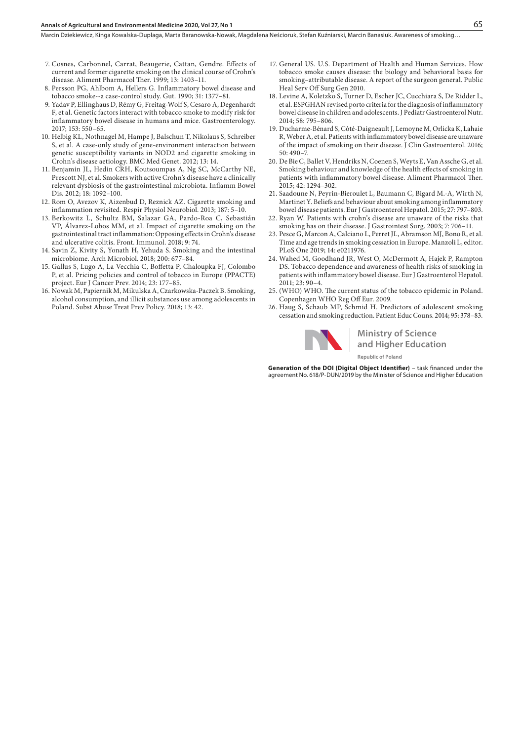7. Cosnes, Carbonnel, Carrat, Beaugerie, Cattan, Gendre. Effects of current and former cigarette smoking on the clinical course of Crohn's disease. Aliment Pharmacol Ther. 1999; 13: 1403–11.
8. Persson PG, Ahlbom A, Hellers G. Inflammatory bowel disease and tobacco smoke--a case-control study. Gut. 1990; 31: 1377–81.
9. Yadav P, Ellinghaus D, Rémy G, Freitag-Wolf S, Cesaro A, Degenhardt F, et al. Genetic factors interact with tobacco smoke to modify risk for inflammatory bowel disease in humans and mice. Gastroenterology. 2017; 153: 550–65.
10. Helbig KL, Nothnagel M, Hampe J, Balschun T, Nikolaus S, Schreiber S, et al. A case-only study of gene-environment interaction between genetic susceptibility variants in NOD2 and cigarette smoking in Crohn's disease aetiology. BMC Med Genet. 2012; 13: 14.
11. Benjamin JL, Hedin CRH, Koutsoumpas A, Ng SC, McCarthy NE, Prescott NJ, et al. Smokers with active Crohn's disease have a clinically relevant dysbiosis of the gastrointestinal microbiota. Inflamm Bowel Dis. 2012; 18: 1092–100.
12. Rom O, Avezov K, Aizenbud D, Reznick AZ. Cigarette smoking and inflammation revisited. Respir Physiol Neurobiol. 2013; 187: 5–10.
13. Berkowitz L, Schultz BM, Salazar GA, Pardo-Roa C, Sebastián VP, Álvarez-Lobos MM, et al. Impact of cigarette smoking on the gastrointestinal tract inflammation: Opposing effects in Crohn's disease and ulcerative colitis. Front. Immunol. 2018; 9: 74.
14. Savin Z, Kivity S, Yonath H, Yehuda S. Smoking and the intestinal microbiome. Arch Microbiol. 2018; 200: 677–84.
15. Gallus S, Lugo A, La Vecchia C, Boffetta P, Chaloupka FJ, Colombo P, et al. Pricing policies and control of tobacco in Europe (PPACTE) project. Eur J Cancer Prev. 2014; 23: 177–85.
16. Nowak M, Papiernik M, Mikulska A, Czarkowska-Paczek B. Smoking, alcohol consumption, and illicit substances use among adolescents in Poland. Subst Abuse Treat Prev Policy. 2018; 13: 42.
17. General US. U.S. Department of Health and Human Services. How tobacco smoke causes disease: the biology and behavioral basis for smoking–attributable disease. A report of the surgeon general. Public Heal Serv Off Surg Gen 2010.
18. Levine A, Koletzko S, Turner D, Escher JC, Cucchiara S, De Ridder L, et al. ESPGHAN revised porto criteria for the diagnosis of inflammatory bowel disease in children and adolescents. J Pediatr Gastroenterol Nutr. 2014; 58: 795–806.
19. Ducharme-Bénard S, Côté-Daigneault J, Lemoyne M, Orlicka K, Lahaie R, Weber A, et al. Patients with inflammatory bowel disease are unaware of the impact of smoking on their disease. J Clin Gastroenterol. 2016; 50: 490–7.
20. De Bie C, Ballet V, Hendriks N, Coenen S, Weyts E, Van Assche G, et al. Smoking behaviour and knowledge of the health effects of smoking in patients with inflammatory bowel disease. Aliment Pharmacol Ther. 2015; 42: 1294–302.
21. Saadoune N, Peyrin-Bieroulet L, Baumann C, Bigard M.-A, Wirth N, Martinet Y. Beliefs and behaviour about smoking among inflammatory bowel disease patients. Eur J Gastroenterol Hepatol. 2015; 27: 797–803.
22. Ryan W. Patients with crohn's disease are unaware of the risks that smoking has on their disease. J Gastrointest Surg. 2003; 7: 706–11.
23. Pesce G, Marcon A, Calciano L, Perret JL, Abramson MJ, Bono R, et al. Time and age trends in smoking cessation in Europe. Manzoli L, editor. PLoS One 2019; 14: e0211976.
24. Wahed M, Goodhand JR, West O, McDermott A, Hajek P, Rampton DS. Tobacco dependence and awareness of health risks of smoking in patients with inflammatory bowel disease. Eur J Gastroenterol Hepatol. 2011; 23: 90–4.
25. (WHO) WHO. The current status of the tobacco epidemic in Poland. Copenhagen WHO Reg Off Eur. 2009.
26. Haug S, Schaub MP, Schmid H. Predictors of adolescent smoking cessation and smoking reduction. Patient Educ Couns. 2014; 95: 378–83.

Ministry of Science and Higher Education

Republic of Poland

**Generation of the DOI (Digital Object Identifier)** – task financed under the agreement No. 618/P-DUN/2019 by the Minister of Science and Higher Education